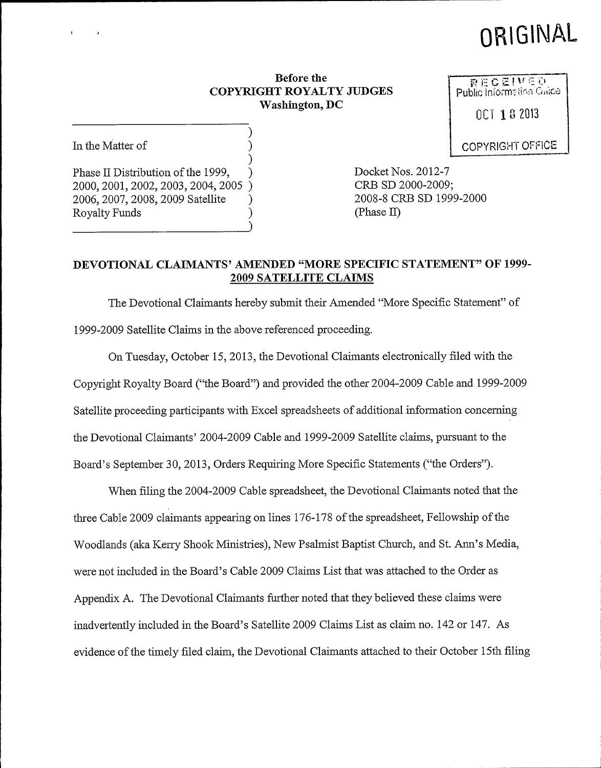ORIGINAL

RECEIVED
Public Information Office

OCT 18 2013

COPYRIGHT OFFICE

**Before the**
**COPYRIGHT ROYALTY JUDGES**
**Washington, DC**

| | |
|---|---|
| In the Matter of<br><br>Phase II Distribution of the 1999, 2000, 2001, 2002, 2003, 2004, 2005 2006, 2007, 2008, 2009 Satellite Royalty Funds | Docket Nos. 2012-7 CRB SD 2000-2009; 2008-8 CRB SD 1999-2000 (Phase II) |

## DEVOTIONAL CLAIMANTS' AMENDED "MORE SPECIFIC STATEMENT" OF 1999-2009 SATELLITE CLAIMS

The Devotional Claimants hereby submit their Amended "More Specific Statement" of 1999-2009 Satellite Claims in the above referenced proceeding.

On Tuesday, October 15, 2013, the Devotional Claimants electronically filed with the Copyright Royalty Board ("the Board") and provided the other 2004-2009 Cable and 1999-2009 Satellite proceeding participants with Excel spreadsheets of additional information concerning the Devotional Claimants' 2004-2009 Cable and 1999-2009 Satellite claims, pursuant to the Board's September 30, 2013, Orders Requiring More Specific Statements ("the Orders").

When filing the 2004-2009 Cable spreadsheet, the Devotional Claimants noted that the three Cable 2009 claimants appearing on lines 176-178 of the spreadsheet, Fellowship of the Woodlands (aka Kerry Shook Ministries), New Psalmist Baptist Church, and St. Ann's Media, were not included in the Board's Cable 2009 Claims List that was attached to the Order as Appendix A. The Devotional Claimants further noted that they believed these claims were inadvertently included in the Board's Satellite 2009 Claims List as claim no. 142 or 147. As evidence of the timely filed claim, the Devotional Claimants attached to their October 15th filing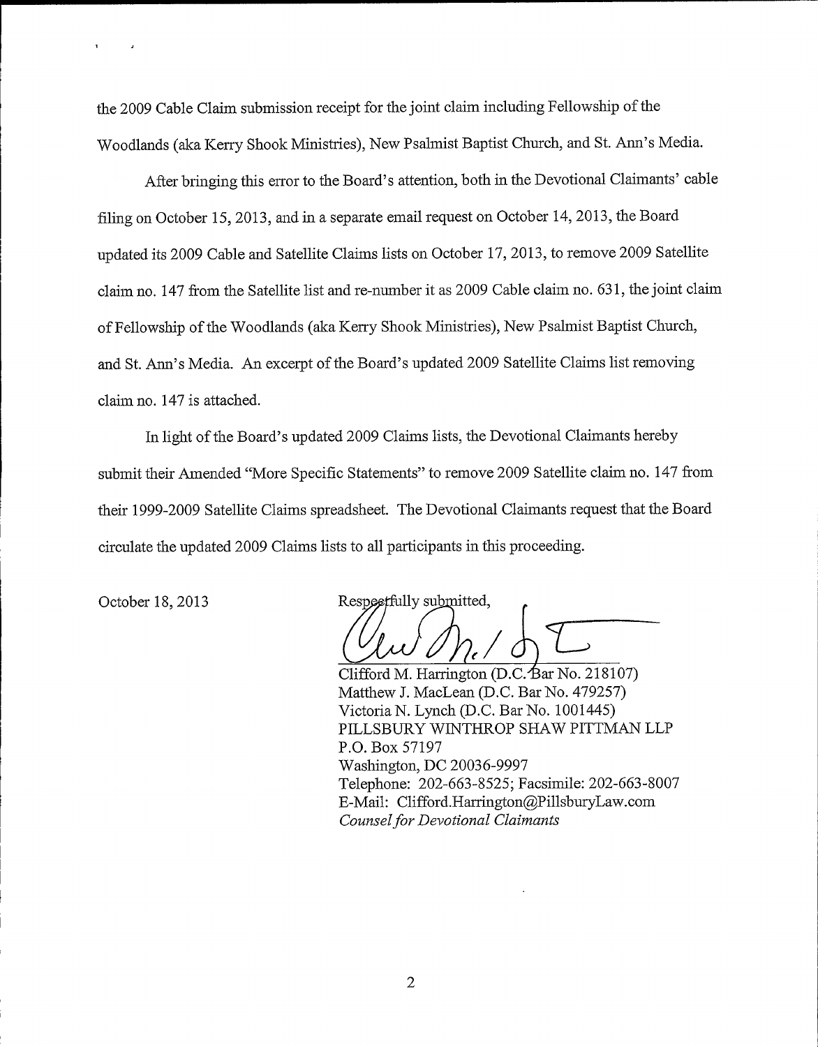the 2009 Cable Claim submission receipt for the joint claim including Fellowship of the Woodlands (aka Kerry Shook Ministries), New Psalmist Baptist Church, and St. Ann's Media.

After bringing this error to the Board's attention, both in the Devotional Claimants' cable filing on October 15, 2013, and in a separate email request on October 14, 2013, the Board updated its 2009 Cable and Satellite Claims lists on October 17, 2013, to remove 2009 Satellite claim no. 147 from the Satellite list and re-number it as 2009 Cable claim no. 631, the joint claim of Fellowship of the Woodlands (aka Kerry Shook Ministries), New Psalmist Baptist Church, and St. Ann's Media. An excerpt of the Board's updated 2009 Satellite Claims list removing claim no. 147 is attached.

In light of the Board's updated 2009 Claims lists, the Devotional Claimants hereby submit their Amended "More Specific Statements" to remove 2009 Satellite claim no. 147 from their 1999-2009 Satellite Claims spreadsheet. The Devotional Claimants request that the Board circulate the updated 2009 Claims lists to all participants in this proceeding.

October 18, 2013

Respectfully submitted,

Clifford M. Harrington (D.C. Bar No. 218107)
Matthew J. MacLean (D.C. Bar No. 479257)
Victoria N. Lynch (D.C. Bar No. 1001445)
PILLSBURY WINTHROP SHAW PITTMAN LLP
P.O. Box 57197
Washington, DC 20036-9997
Telephone: 202-663-8525; Facsimile: 202-663-8007
E-Mail: Clifford.Harrington@PillsburyLaw.com
*Counsel for Devotional Claimants*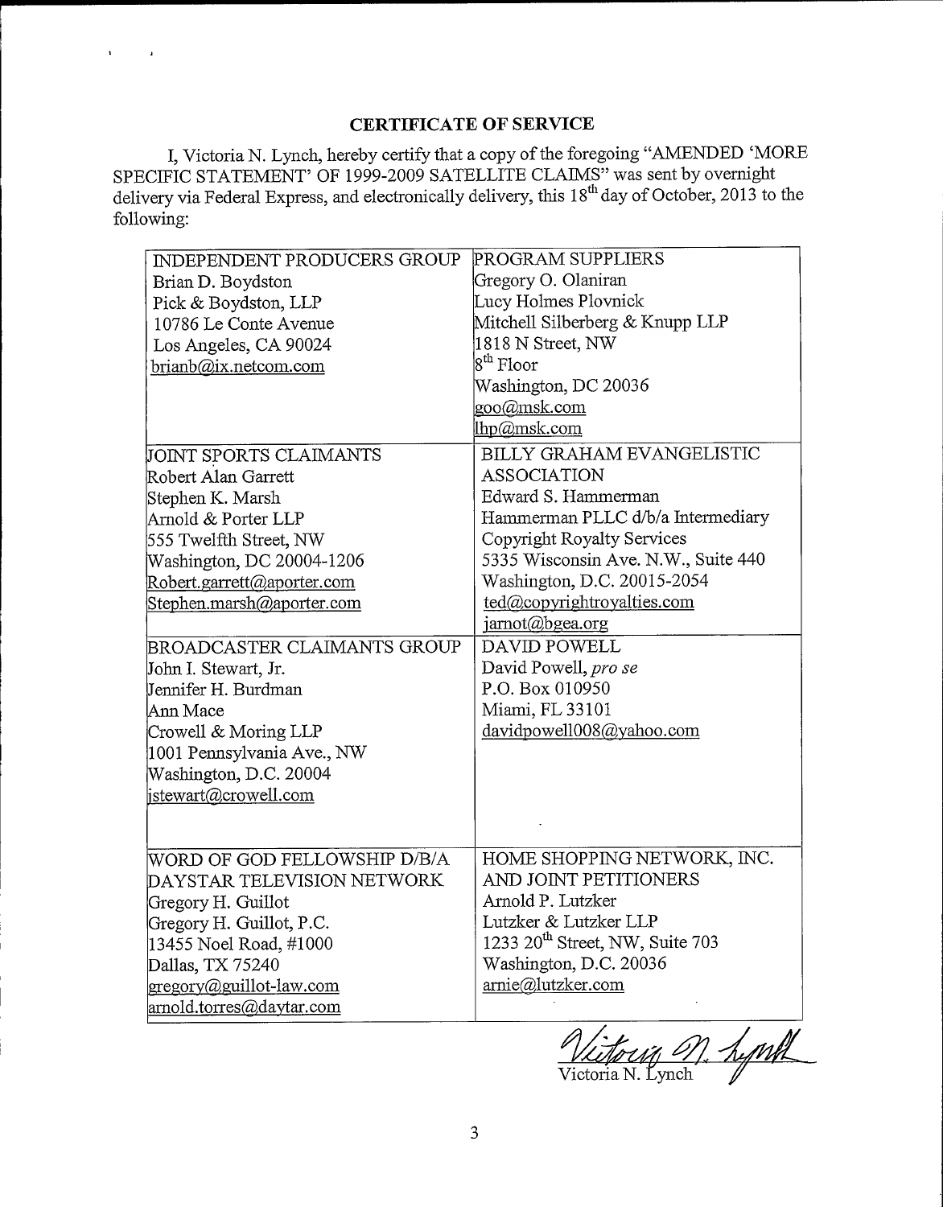## CERTIFICATE OF SERVICE

I, Victoria N. Lynch, hereby certify that a copy of the foregoing "AMENDED 'MORE SPECIFIC STATEMENT' OF 1999-2009 SATELLITE CLAIMS" was sent by overnight delivery via Federal Express, and electronically delivery, this 18th day of October, 2013 to the following:

| | |
|---|---|
| INDEPENDENT PRODUCERS GROUP<br>Brian D. Boydston<br>Pick & Boydston, LLP<br>10786 Le Conte Avenue<br>Los Angeles, CA 90024<br>brianb@ix.netcom.com | PROGRAM SUPPLIERS<br>Gregory O. Olaniran<br>Lucy Holmes Plovnick<br>Mitchell Silberberg & Knupp LLP<br>1818 N Street, NW<br>8th Floor<br>Washington, DC 20036<br>goo@msk.com<br>lhp@msk.com |
| JOINT SPORTS CLAIMANTS<br>Robert Alan Garrett<br>Stephen K. Marsh<br>Arnold & Porter LLP<br>555 Twelfth Street, NW<br>Washington, DC 20004-1206<br>Robert.garrett@aporter.com<br>Stephen.marsh@aporter.com | BILLY GRAHAM EVANGELISTIC ASSOCIATION<br>Edward S. Hammerman<br>Hammerman PLLC d/b/a Intermediary Copyright Royalty Services<br>5335 Wisconsin Ave. N.W., Suite 440<br>Washington, D.C. 20015-2054<br>ted@copyrightroyalties.com<br>jarnot@bgea.org |
| BROADCASTER CLAIMANTS GROUP<br>John I. Stewart, Jr.<br>Jennifer H. Burdman<br>Ann Mace<br>Crowell & Moring LLP<br>1001 Pennsylvania Ave., NW<br>Washington, D.C. 20004<br>jstewart@crowell.com | DAVID POWELL<br>David Powell, *pro se*<br>P.O. Box 010950<br>Miami, FL 33101<br>davidpowell008@yahoo.com |
| WORD OF GOD FELLOWSHIP D/B/A DAYSTAR TELEVISION NETWORK<br>Gregory H. Guillot<br>Gregory H. Guillot, P.C.<br>13455 Noel Road, #1000<br>Dallas, TX 75240<br>gregory@guillot-law.com<br>arnold.torres@daytar.com | HOME SHOPPING NETWORK, INC. AND JOINT PETITIONERS<br>Arnold P. Lutzker<br>Lutzker & Lutzker LLP<br>1233 20th Street, NW, Suite 703<br>Washington, D.C. 20036<br>arnie@lutzker.com |

Victoria N. Lynch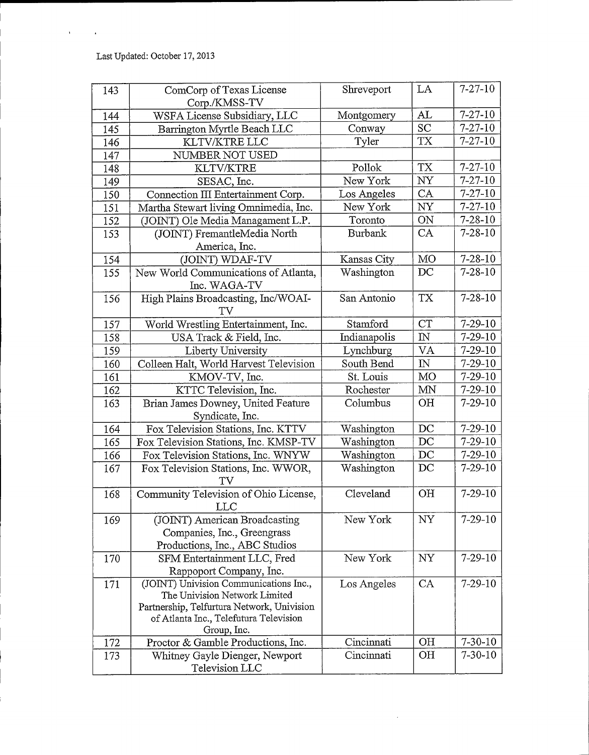Last Updated: October 17, 2013

| | | | | |
|---|---|---|---|---|
| 143 | ComCorp of Texas License Corp./KMSS-TV | Shreveport | LA | 7-27-10 |
| 144 | WSFA License Subsidiary, LLC | Montgomery | AL | 7-27-10 |
| 145 | Barrington Myrtle Beach LLC | Conway | SC | 7-27-10 |
| 146 | KLTV/KTRE LLC | Tyler | TX | 7-27-10 |
| 147 | NUMBER NOT USED | | | |
| 148 | KLTV/KTRE | Pollok | TX | 7-27-10 |
| 149 | SESAC, Inc. | New York | NY | 7-27-10 |
| 150 | Connection III Entertainment Corp. | Los Angeles | CA | 7-27-10 |
| 151 | Martha Stewart living Omnimedia, Inc. | New York | NY | 7-27-10 |
| 152 | (JOINT) Ole Media Managament L.P. | Toronto | ON | 7-28-10 |
| 153 | (JOINT) FremantleMedia North America, Inc. | Burbank | CA | 7-28-10 |
| 154 | (JOINT) WDAF-TV | Kansas City | MO | 7-28-10 |
| 155 | New World Communications of Atlanta, Inc. WAGA-TV | Washington | DC | 7-28-10 |
| 156 | High Plains Broadcasting, Inc/WOAI-TV | San Antonio | TX | 7-28-10 |
| 157 | World Wrestling Entertainment, Inc. | Stamford | CT | 7-29-10 |
| 158 | USA Track & Field, Inc. | Indianapolis | IN | 7-29-10 |
| 159 | Liberty University | Lynchburg | VA | 7-29-10 |
| 160 | Colleen Halt, World Harvest Television | South Bend | IN | 7-29-10 |
| 161 | KMOV-TV, Inc. | St. Louis | MO | 7-29-10 |
| 162 | KTTC Television, Inc. | Rochester | MN | 7-29-10 |
| 163 | Brian James Downey, United Feature Syndicate, Inc. | Columbus | OH | 7-29-10 |
| 164 | Fox Television Stations, Inc. KTTV | Washington | DC | 7-29-10 |
| 165 | Fox Television Stations, Inc. KMSP-TV | Washington | DC | 7-29-10 |
| 166 | Fox Television Stations, Inc. WNYW | Washington | DC | 7-29-10 |
| 167 | Fox Television Stations, Inc. WWOR, TV | Washington | DC | 7-29-10 |
| 168 | Community Television of Ohio License, LLC | Cleveland | OH | 7-29-10 |
| 169 | (JOINT) American Broadcasting Companies, Inc., Greengrass Productions, Inc., ABC Studios | New York | NY | 7-29-10 |
| 170 | SFM Entertainment LLC, Fred Rappoport Company, Inc. | New York | NY | 7-29-10 |
| 171 | (JOINT) Univision Communications Inc., The Univision Network Limited Partnership, Telfurtura Network, Univision of Atlanta Inc., Telefutura Television Group, Inc. | Los Angeles | CA | 7-29-10 |
| 172 | Proctor & Gamble Productions, Inc. | Cincinnati | OH | 7-30-10 |
| 173 | Whitney Gayle Dienger, Newport Television LLC | Cincinnati | OH | 7-30-10 |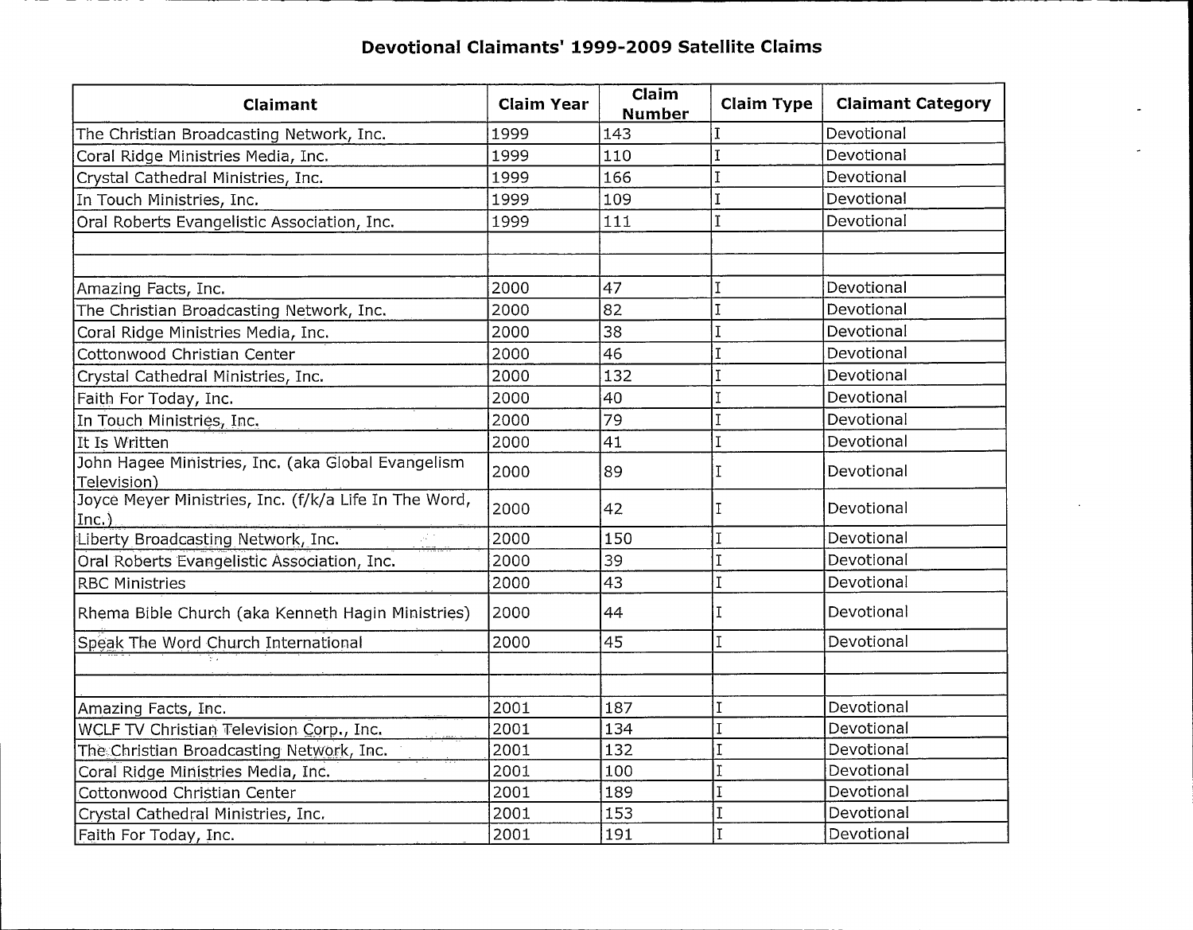# Devotional Claimants' 1999-2009 Satellite Claims

| Claimant | Claim Year | Claim Number | Claim Type | Claimant Category |
|---|---|---|---|---|
| The Christian Broadcasting Network, Inc. | 1999 | 143 | I | Devotional |
| Coral Ridge Ministries Media, Inc. | 1999 | 110 | I | Devotional |
| Crystal Cathedral Ministries, Inc. | 1999 | 166 | I | Devotional |
| In Touch Ministries, Inc. | 1999 | 109 | I | Devotional |
| Oral Roberts Evangelistic Association, Inc. | 1999 | 111 | I | Devotional |
| | | | | |
| | | | | |
| Amazing Facts, Inc. | 2000 | 47 | I | Devotional |
| The Christian Broadcasting Network, Inc. | 2000 | 82 | I | Devotional |
| Coral Ridge Ministries Media, Inc. | 2000 | 38 | I | Devotional |
| Cottonwood Christian Center | 2000 | 46 | I | Devotional |
| Crystal Cathedral Ministries, Inc. | 2000 | 132 | I | Devotional |
| Faith For Today, Inc. | 2000 | 40 | I | Devotional |
| In Touch Ministries, Inc. | 2000 | 79 | I | Devotional |
| It Is Written | 2000 | 41 | I | Devotional |
| John Hagee Ministries, Inc. (aka Global Evangelism Television) | 2000 | 89 | I | Devotional |
| Joyce Meyer Ministries, Inc. (f/k/a Life In The Word, Inc.) | 2000 | 42 | I | Devotional |
| Liberty Broadcasting Network, Inc. | 2000 | 150 | I | Devotional |
| Oral Roberts Evangelistic Association, Inc. | 2000 | 39 | I | Devotional |
| RBC Ministries | 2000 | 43 | I | Devotional |
| Rhema Bible Church (aka Kenneth Hagin Ministries) | 2000 | 44 | I | Devotional |
| Speak The Word Church International | 2000 | 45 | I | Devotional |
| | | | | |
| | | | | |
| Amazing Facts, Inc. | 2001 | 187 | I | Devotional |
| WCLF TV Christian Television Corp., Inc. | 2001 | 134 | I | Devotional |
| The Christian Broadcasting Network, Inc. | 2001 | 132 | I | Devotional |
| Coral Ridge Ministries Media, Inc. | 2001 | 100 | I | Devotional |
| Cottonwood Christian Center | 2001 | 189 | I | Devotional |
| Crystal Cathedral Ministries, Inc. | 2001 | 153 | I | Devotional |
| Faith For Today, Inc. | 2001 | 191 | I | Devotional |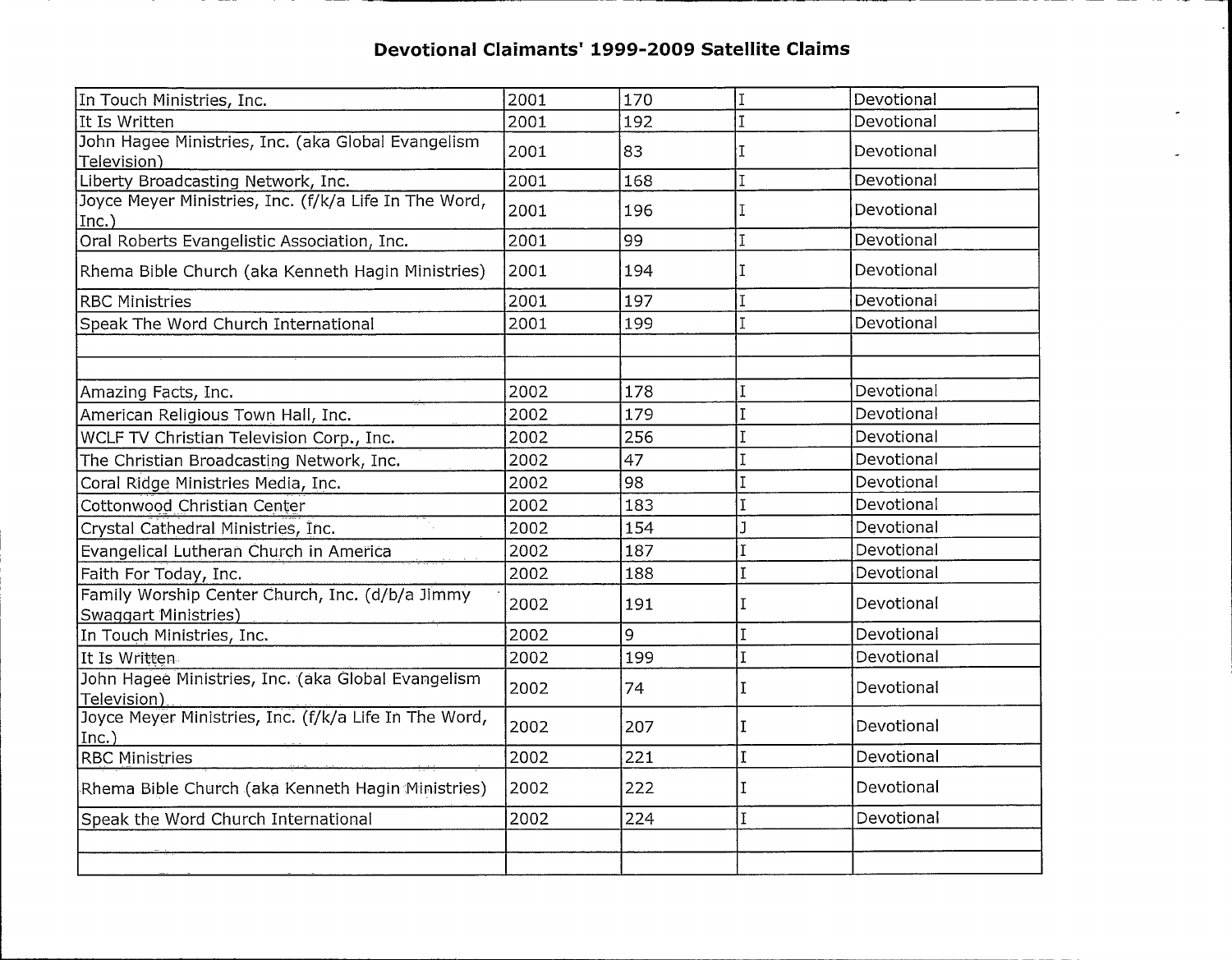# Devotional Claimants' 1999-2009 Satellite Claims

| | | | | |
|---|---|---|---|---|
| In Touch Ministries, Inc. | 2001 | 170 | I | Devotional |
| It Is Written | 2001 | 192 | I | Devotional |
| John Hagee Ministries, Inc. (aka Global Evangelism Television) | 2001 | 83 | I | Devotional |
| Liberty Broadcasting Network, Inc. | 2001 | 168 | I | Devotional |
| Joyce Meyer Ministries, Inc. (f/k/a Life In The Word, Inc.) | 2001 | 196 | I | Devotional |
| Oral Roberts Evangelistic Association, Inc. | 2001 | 99 | I | Devotional |
| Rhema Bible Church (aka Kenneth Hagin Ministries) | 2001 | 194 | I | Devotional |
| RBC Ministries | 2001 | 197 | I | Devotional |
| Speak The Word Church International | 2001 | 199 | I | Devotional |
| | | | | |
| | | | | |
| Amazing Facts, Inc. | 2002 | 178 | I | Devotional |
| American Religious Town Hall, Inc. | 2002 | 179 | I | Devotional |
| WCLF TV Christian Television Corp., Inc. | 2002 | 256 | I | Devotional |
| The Christian Broadcasting Network, Inc. | 2002 | 47 | I | Devotional |
| Coral Ridge Ministries Media, Inc. | 2002 | 98 | I | Devotional |
| Cottonwood Christian Center | 2002 | 183 | I | Devotional |
| Crystal Cathedral Ministries, Inc. | 2002 | 154 | J | Devotional |
| Evangelical Lutheran Church in America | 2002 | 187 | I | Devotional |
| Faith For Today, Inc. | 2002 | 188 | I | Devotional |
| Family Worship Center Church, Inc. (d/b/a Jimmy Swaggart Ministries) | 2002 | 191 | I | Devotional |
| In Touch Ministries, Inc. | 2002 | 9 | I | Devotional |
| It Is Written | 2002 | 199 | I | Devotional |
| John Hagee Ministries, Inc. (aka Global Evangelism Television) | 2002 | 74 | I | Devotional |
| Joyce Meyer Ministries, Inc. (f/k/a Life In The Word, Inc.) | 2002 | 207 | I | Devotional |
| RBC Ministries | 2002 | 221 | I | Devotional |
| Rhema Bible Church (aka Kenneth Hagin Ministries) | 2002 | 222 | I | Devotional |
| Speak the Word Church International | 2002 | 224 | I | Devotional |
| | | | | |
| | | | | |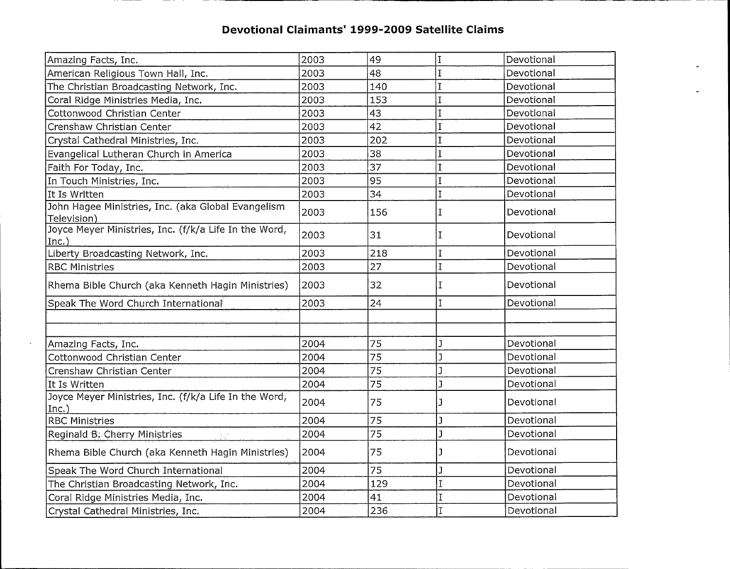# Devotional Claimants' 1999-2009 Satellite Claims

| | | | | |
|---|---|---|---|---|
| Amazing Facts, Inc. | 2003 | 49 | I | Devotional |
| American Religious Town Hall, Inc. | 2003 | 48 | I | Devotional |
| The Christian Broadcasting Network, Inc. | 2003 | 140 | I | Devotional |
| Coral Ridge Ministries Media, Inc. | 2003 | 153 | I | Devotional |
| Cottonwood Christian Center | 2003 | 43 | I | Devotional |
| Crenshaw Christian Center | 2003 | 42 | I | Devotional |
| Crystal Cathedral Ministries, Inc. | 2003 | 202 | I | Devotional |
| Evangelical Lutheran Church in America | 2003 | 38 | I | Devotional |
| Faith For Today, Inc. | 2003 | 37 | I | Devotional |
| In Touch Ministries, Inc. | 2003 | 95 | I | Devotional |
| It Is Written | 2003 | 34 | I | Devotional |
| John Hagee Ministries, Inc. (aka Global Evangelism Television) | 2003 | 156 | I | Devotional |
| Joyce Meyer Ministries, Inc. (f/k/a Life In the Word, Inc.) | 2003 | 31 | I | Devotional |
| Liberty Broadcasting Network, Inc. | 2003 | 218 | I | Devotional |
| RBC Ministries | 2003 | 27 | I | Devotional |
| Rhema Bible Church (aka Kenneth Hagin Ministries) | 2003 | 32 | I | Devotional |
| Speak The Word Church International | 2003 | 24 | I | Devotional |
| | | | | |
| | | | | |
| Amazing Facts, Inc. | 2004 | 75 | J | Devotional |
| Cottonwood Christian Center | 2004 | 75 | J | Devotional |
| Crenshaw Christian Center | 2004 | 75 | J | Devotional |
| It Is Written | 2004 | 75 | J | Devotional |
| Joyce Meyer Ministries, Inc. (f/k/a Life In the Word, Inc.) | 2004 | 75 | J | Devotional |
| RBC Ministries | 2004 | 75 | J | Devotional |
| Reginald B. Cherry Ministries | 2004 | 75 | J | Devotional |
| Rhema Bible Church (aka Kenneth Hagin Ministries) | 2004 | 75 | J | Devotional |
| Speak The Word Church International | 2004 | 75 | J | Devotional |
| The Christian Broadcasting Network, Inc. | 2004 | 129 | I | Devotional |
| Coral Ridge Ministries Media, Inc. | 2004 | 41 | I | Devotional |
| Crystal Cathedral Ministries, Inc. | 2004 | 236 | I | Devotional |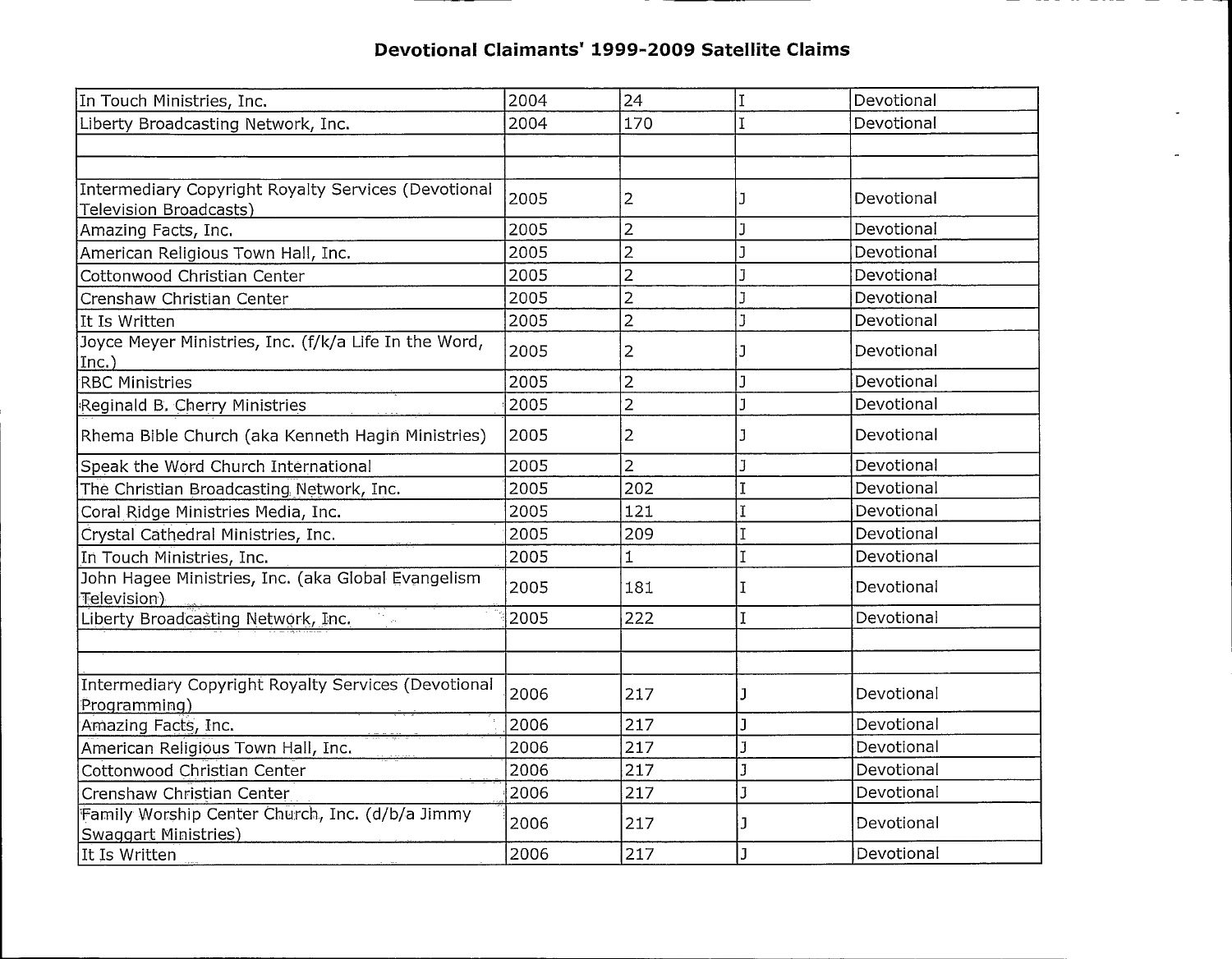# Devotional Claimants' 1999-2009 Satellite Claims

| | | | | |
|---|---|---|---|---|
| In Touch Ministries, Inc. | 2004 | 24 | I | Devotional |
| Liberty Broadcasting Network, Inc. | 2004 | 170 | I | Devotional |
| | | | | |
| | | | | |
| Intermediary Copyright Royalty Services (Devotional Television Broadcasts) | 2005 | 2 | J | Devotional |
| Amazing Facts, Inc. | 2005 | 2 | J | Devotional |
| American Religious Town Hall, Inc. | 2005 | 2 | J | Devotional |
| Cottonwood Christian Center | 2005 | 2 | J | Devotional |
| Crenshaw Christian Center | 2005 | 2 | J | Devotional |
| It Is Written | 2005 | 2 | J | Devotional |
| Joyce Meyer Ministries, Inc. (f/k/a Life In the Word, Inc.) | 2005 | 2 | J | Devotional |
| RBC Ministries | 2005 | 2 | J | Devotional |
| Reginald B. Cherry Ministries | 2005 | 2 | J | Devotional |
| Rhema Bible Church (aka Kenneth Hagin Ministries) | 2005 | 2 | J | Devotional |
| Speak the Word Church International | 2005 | 2 | J | Devotional |
| The Christian Broadcasting Network, Inc. | 2005 | 202 | I | Devotional |
| Coral Ridge Ministries Media, Inc. | 2005 | 121 | I | Devotional |
| Crystal Cathedral Ministries, Inc. | 2005 | 209 | I | Devotional |
| In Touch Ministries, Inc. | 2005 | 1 | I | Devotional |
| John Hagee Ministries, Inc. (aka Global Evangelism Television) | 2005 | 181 | I | Devotional |
| Liberty Broadcasting Network, Inc. | 2005 | 222 | I | Devotional |
| | | | | |
| | | | | |
| Intermediary Copyright Royalty Services (Devotional Programming) | 2006 | 217 | J | Devotional |
| Amazing Facts, Inc. | 2006 | 217 | J | Devotional |
| American Religious Town Hall, Inc. | 2006 | 217 | J | Devotional |
| Cottonwood Christian Center | 2006 | 217 | J | Devotional |
| Crenshaw Christian Center | 2006 | 217 | J | Devotional |
| Family Worship Center Church, Inc. (d/b/a Jimmy Swaggart Ministries) | 2006 | 217 | J | Devotional |
| It Is Written | 2006 | 217 | J | Devotional |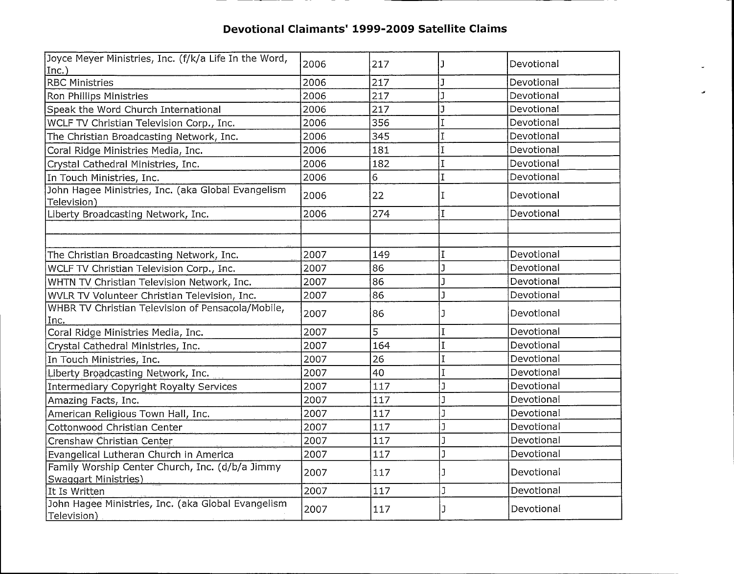# Devotional Claimants' 1999-2009 Satellite Claims

| | | | | |
|---|---|---|---|---|
| Joyce Meyer Ministries, Inc. (f/k/a Life In the Word, Inc.) | 2006 | 217 | J | Devotional |
| RBC Ministries | 2006 | 217 | J | Devotional |
| Ron Phillips Ministries | 2006 | 217 | J | Devotional |
| Speak the Word Church International | 2006 | 217 | J | Devotional |
| WCLF TV Christian Television Corp., Inc. | 2006 | 356 | I | Devotional |
| The Christian Broadcasting Network, Inc. | 2006 | 345 | I | Devotional |
| Coral Ridge Ministries Media, Inc. | 2006 | 181 | I | Devotional |
| Crystal Cathedral Ministries, Inc. | 2006 | 182 | I | Devotional |
| In Touch Ministries, Inc. | 2006 | 6 | I | Devotional |
| John Hagee Ministries, Inc. (aka Global Evangelism Television) | 2006 | 22 | I | Devotional |
| Liberty Broadcasting Network, Inc. | 2006 | 274 | I | Devotional |
| | | | | |
| | | | | |
| The Christian Broadcasting Network, Inc. | 2007 | 149 | I | Devotional |
| WCLF TV Christian Television Corp., Inc. | 2007 | 86 | J | Devotional |
| WHTN TV Christian Television Network, Inc. | 2007 | 86 | J | Devotional |
| WVLR TV Volunteer Christian Television, Inc. | 2007 | 86 | J | Devotional |
| WHBR TV Christian Television of Pensacola/Mobile, Inc. | 2007 | 86 | J | Devotional |
| Coral Ridge Ministries Media, Inc. | 2007 | 5 | I | Devotional |
| Crystal Cathedral Ministries, Inc. | 2007 | 164 | I | Devotional |
| In Touch Ministries, Inc. | 2007 | 26 | I | Devotional |
| Liberty Broadcasting Network, Inc. | 2007 | 40 | I | Devotional |
| Intermediary Copyright Royalty Services | 2007 | 117 | J | Devotional |
| Amazing Facts, Inc. | 2007 | 117 | J | Devotional |
| American Religious Town Hall, Inc. | 2007 | 117 | J | Devotional |
| Cottonwood Christian Center | 2007 | 117 | J | Devotional |
| Crenshaw Christian Center | 2007 | 117 | J | Devotional |
| Evangelical Lutheran Church in America | 2007 | 117 | J | Devotional |
| Family Worship Center Church, Inc. (d/b/a Jimmy Swaggart Ministries) | 2007 | 117 | J | Devotional |
| It Is Written | 2007 | 117 | J | Devotional |
| John Hagee Ministries, Inc. (aka Global Evangelism Television) | 2007 | 117 | J | Devotional |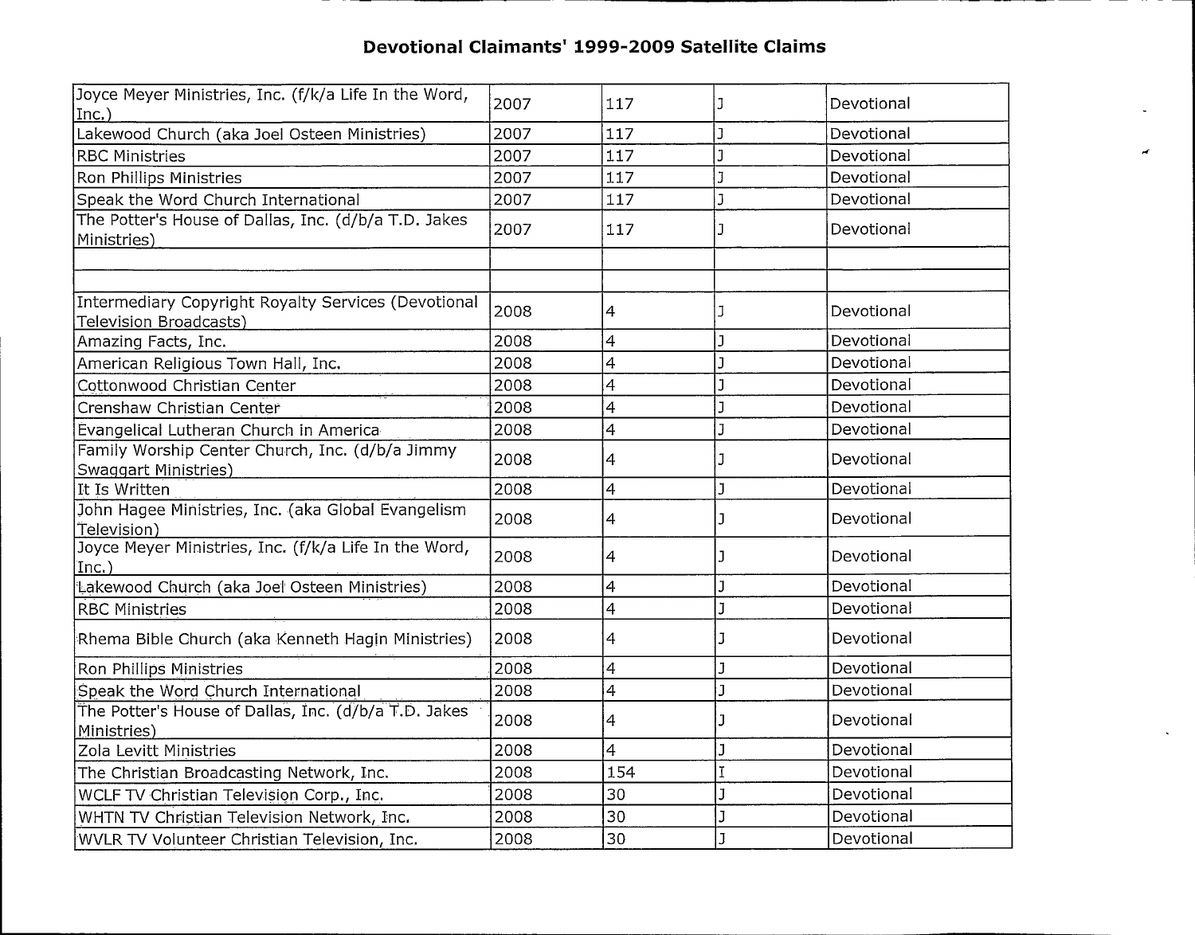# Devotional Claimants' 1999-2009 Satellite Claims

| | | | | |
|---|---|---|---|---|
| Joyce Meyer Ministries, Inc. (f/k/a Life In the Word, Inc.) | 2007 | 117 | J | Devotional |
| Lakewood Church (aka Joel Osteen Ministries) | 2007 | 117 | J | Devotional |
| RBC Ministries | 2007 | 117 | J | Devotional |
| Ron Phillips Ministries | 2007 | 117 | J | Devotional |
| Speak the Word Church International | 2007 | 117 | J | Devotional |
| The Potter's House of Dallas, Inc. (d/b/a T.D. Jakes Ministries) | 2007 | 117 | J | Devotional |
| | | | | |
| | | | | |
| Intermediary Copyright Royalty Services (Devotional Television Broadcasts) | 2008 | 4 | J | Devotional |
| Amazing Facts, Inc. | 2008 | 4 | J | Devotional |
| American Religious Town Hall, Inc. | 2008 | 4 | J | Devotional |
| Cottonwood Christian Center | 2008 | 4 | J | Devotional |
| Crenshaw Christian Center | 2008 | 4 | J | Devotional |
| Evangelical Lutheran Church in America | 2008 | 4 | J | Devotional |
| Family Worship Center Church, Inc. (d/b/a Jimmy Swaggart Ministries) | 2008 | 4 | J | Devotional |
| It Is Written | 2008 | 4 | J | Devotional |
| John Hagee Ministries, Inc. (aka Global Evangelism Television) | 2008 | 4 | J | Devotional |
| Joyce Meyer Ministries, Inc. (f/k/a Life In the Word, Inc.) | 2008 | 4 | J | Devotional |
| Lakewood Church (aka Joel Osteen Ministries) | 2008 | 4 | J | Devotional |
| RBC Ministries | 2008 | 4 | J | Devotional |
| Rhema Bible Church (aka Kenneth Hagin Ministries) | 2008 | 4 | J | Devotional |
| Ron Phillips Ministries | 2008 | 4 | J | Devotional |
| Speak the Word Church International | 2008 | 4 | J | Devotional |
| The Potter's House of Dallas, Inc. (d/b/a T.D. Jakes Ministries) | 2008 | 4 | J | Devotional |
| Zola Levitt Ministries | 2008 | 4 | J | Devotional |
| The Christian Broadcasting Network, Inc. | 2008 | 154 | I | Devotional |
| WCLF TV Christian Television Corp., Inc. | 2008 | 30 | J | Devotional |
| WHTN TV Christian Television Network, Inc. | 2008 | 30 | J | Devotional |
| WVLR TV Volunteer Christian Television, Inc. | 2008 | 30 | J | Devotional |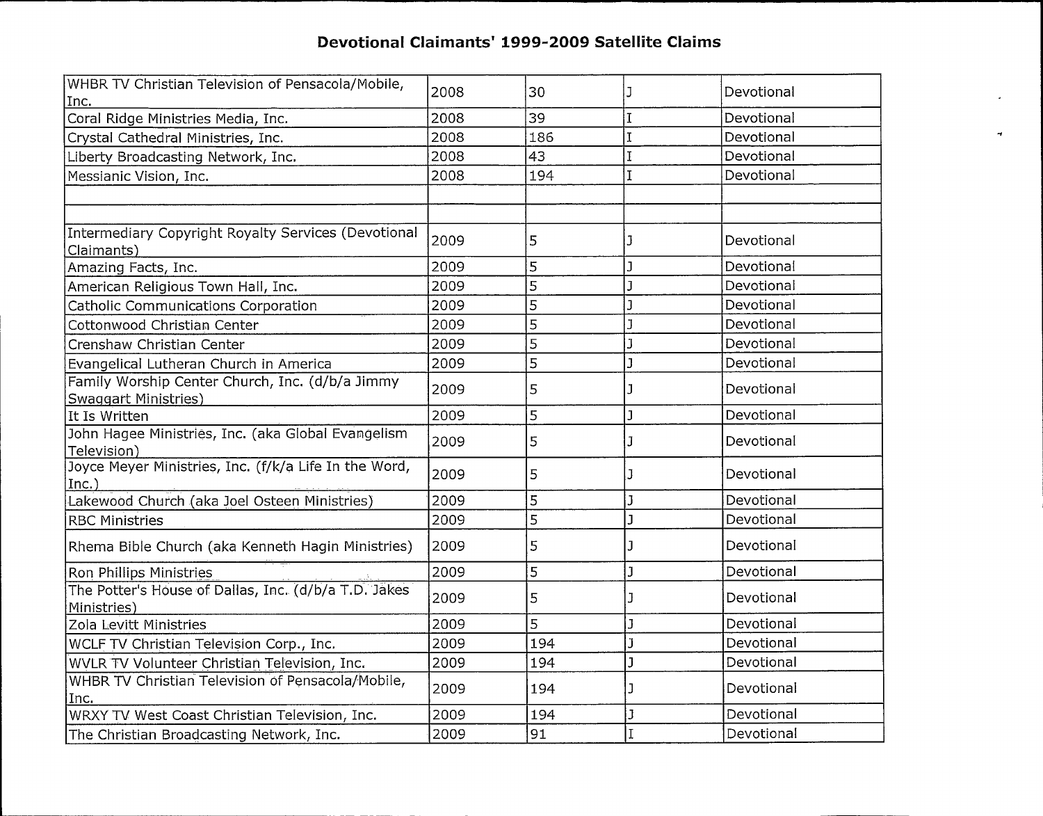# Devotional Claimants' 1999-2009 Satellite Claims

| | | | | |
|---|---|---|---|---|
| WHBR TV Christian Television of Pensacola/Mobile, Inc. | 2008 | 30 | J | Devotional |
| Coral Ridge Ministries Media, Inc. | 2008 | 39 | I | Devotional |
| Crystal Cathedral Ministries, Inc. | 2008 | 186 | I | Devotional |
| Liberty Broadcasting Network, Inc. | 2008 | 43 | I | Devotional |
| Messianic Vision, Inc. | 2008 | 194 | I | Devotional |
| | | | | |
| | | | | |
| Intermediary Copyright Royalty Services (Devotional Claimants) | 2009 | 5 | J | Devotional |
| Amazing Facts, Inc. | 2009 | 5 | J | Devotional |
| American Religious Town Hall, Inc. | 2009 | 5 | J | Devotional |
| Catholic Communications Corporation | 2009 | 5 | J | Devotional |
| Cottonwood Christian Center | 2009 | 5 | J | Devotional |
| Crenshaw Christian Center | 2009 | 5 | J | Devotional |
| Evangelical Lutheran Church in America | 2009 | 5 | J | Devotional |
| Family Worship Center Church, Inc. (d/b/a Jimmy Swaggart Ministries) | 2009 | 5 | J | Devotional |
| It Is Written | 2009 | 5 | J | Devotional |
| John Hagee Ministries, Inc. (aka Global Evangelism Television) | 2009 | 5 | J | Devotional |
| Joyce Meyer Ministries, Inc. (f/k/a Life In the Word, Inc.) | 2009 | 5 | J | Devotional |
| Lakewood Church (aka Joel Osteen Ministries) | 2009 | 5 | J | Devotional |
| RBC Ministries | 2009 | 5 | J | Devotional |
| Rhema Bible Church (aka Kenneth Hagin Ministries) | 2009 | 5 | J | Devotional |
| Ron Phillips Ministries | 2009 | 5 | J | Devotional |
| The Potter's House of Dallas, Inc. (d/b/a T.D. Jakes Ministries) | 2009 | 5 | J | Devotional |
| Zola Levitt Ministries | 2009 | 5 | J | Devotional |
| WCLF TV Christian Television Corp., Inc. | 2009 | 194 | J | Devotional |
| WVLR TV Volunteer Christian Television, Inc. | 2009 | 194 | J | Devotional |
| WHBR TV Christian Television of Pensacola/Mobile, Inc. | 2009 | 194 | J | Devotional |
| WRXY TV West Coast Christian Television, Inc. | 2009 | 194 | J | Devotional |
| The Christian Broadcasting Network, Inc. | 2009 | 91 | I | Devotional |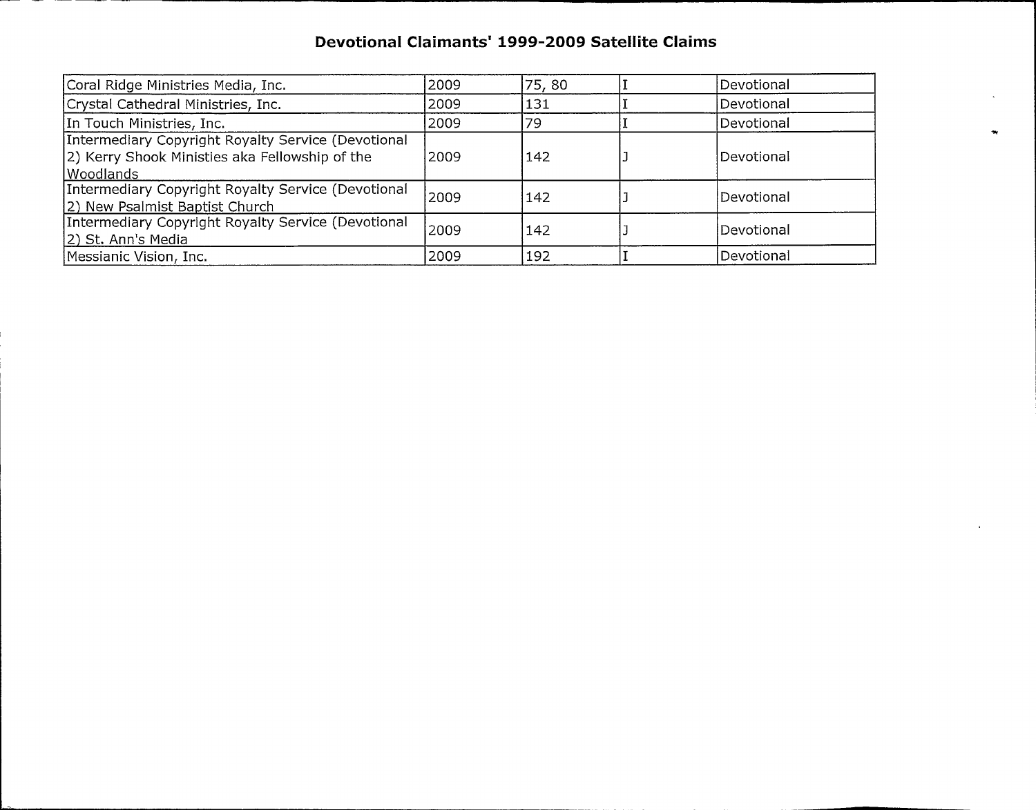## Devotional Claimants' 1999-2009 Satellite Claims

| | | | | |
|---|---|---|---|---|
| Coral Ridge Ministries Media, Inc. | 2009 | 75, 80 | I | Devotional |
| Crystal Cathedral Ministries, Inc. | 2009 | 131 | I | Devotional |
| In Touch Ministries, Inc. | 2009 | 79 | I | Devotional |
| Intermediary Copyright Royalty Service (Devotional 2) Kerry Shook Ministies aka Fellowship of the Woodlands | 2009 | 142 | J | Devotional |
| Intermediary Copyright Royalty Service (Devotional 2) New Psalmist Baptist Church | 2009 | 142 | J | Devotional |
| Intermediary Copyright Royalty Service (Devotional 2) St. Ann's Media | 2009 | 142 | J | Devotional |
| Messianic Vision, Inc. | 2009 | 192 | I | Devotional |